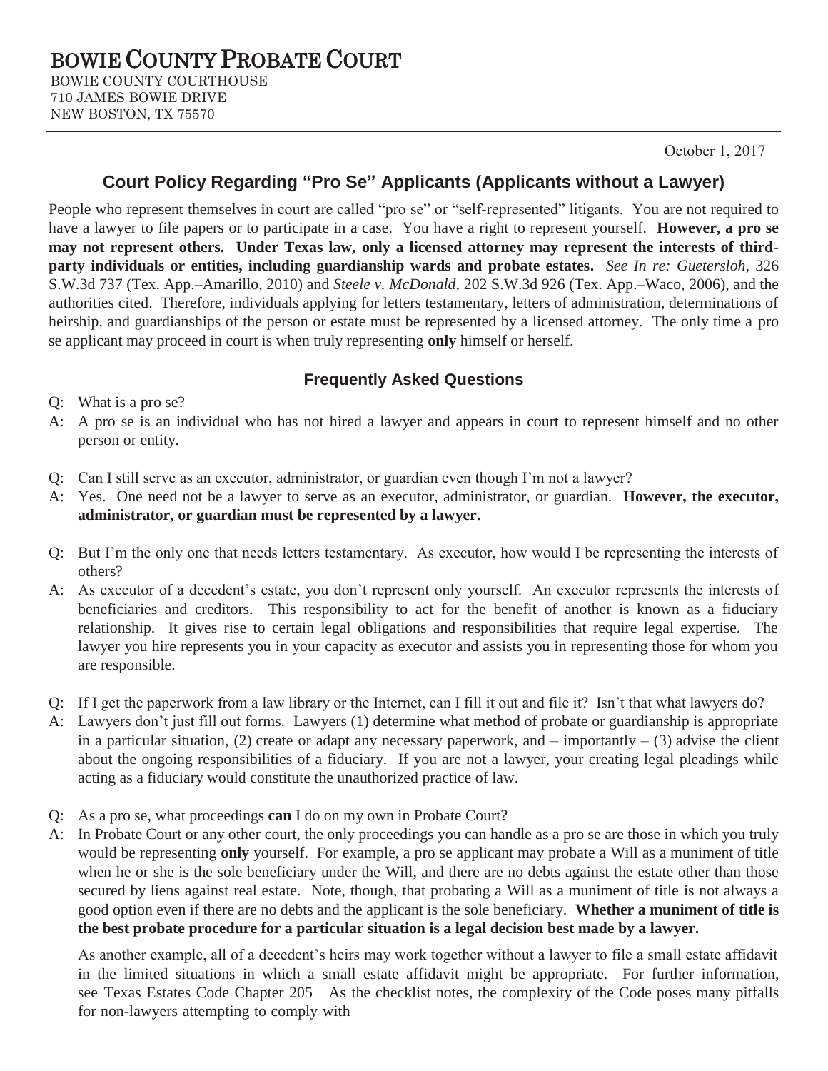# BOWIE COUNTY PROBATE COURT

BOWIE COUNTY COURTHOUSE
710 JAMES BOWIE DRIVE
NEW BOSTON, TX 75570

October 1, 2017

## Court Policy Regarding "Pro Se" Applicants (Applicants without a Lawyer)

People who represent themselves in court are called "pro se" or "self-represented" litigants. You are not required to have a lawyer to file papers or to participate in a case. You have a right to represent yourself. **However, a pro se may not represent others. Under Texas law, only a licensed attorney may represent the interests of third-party individuals or entities, including guardianship wards and probate estates.** *See In re: Guetersloh*, 326 S.W.3d 737 (Tex. App.–Amarillo, 2010) and *Steele v. McDonald*, 202 S.W.3d 926 (Tex. App.–Waco, 2006), and the authorities cited. Therefore, individuals applying for letters testamentary, letters of administration, determinations of heirship, and guardianships of the person or estate must be represented by a licensed attorney. The only time a pro se applicant may proceed in court is when truly representing **only** himself or herself.

### Frequently Asked Questions

Q: What is a pro se?

A: A pro se is an individual who has not hired a lawyer and appears in court to represent himself and no other person or entity.

Q: Can I still serve as an executor, administrator, or guardian even though I'm not a lawyer?

A: Yes. One need not be a lawyer to serve as an executor, administrator, or guardian. **However, the executor, administrator, or guardian must be represented by a lawyer.**

Q: But I'm the only one that needs letters testamentary. As executor, how would I be representing the interests of others?

A: As executor of a decedent's estate, you don't represent only yourself. An executor represents the interests of beneficiaries and creditors. This responsibility to act for the benefit of another is known as a fiduciary relationship. It gives rise to certain legal obligations and responsibilities that require legal expertise. The lawyer you hire represents you in your capacity as executor and assists you in representing those for whom you are responsible.

Q: If I get the paperwork from a law library or the Internet, can I fill it out and file it? Isn't that what lawyers do?

A: Lawyers don't just fill out forms. Lawyers (1) determine what method of probate or guardianship is appropriate in a particular situation, (2) create or adapt any necessary paperwork, and – importantly – (3) advise the client about the ongoing responsibilities of a fiduciary. If you are not a lawyer, your creating legal pleadings while acting as a fiduciary would constitute the unauthorized practice of law.

Q: As a pro se, what proceedings **can** I do on my own in Probate Court?

A: In Probate Court or any other court, the only proceedings you can handle as a pro se are those in which you truly would be representing **only** yourself. For example, a pro se applicant may probate a Will as a muniment of title when he or she is the sole beneficiary under the Will, and there are no debts against the estate other than those secured by liens against real estate. Note, though, that probating a Will as a muniment of title is not always a good option even if there are no debts and the applicant is the sole beneficiary. **Whether a muniment of title is the best probate procedure for a particular situation is a legal decision best made by a lawyer.**

As another example, all of a decedent's heirs may work together without a lawyer to file a small estate affidavit in the limited situations in which a small estate affidavit might be appropriate. For further information, see Texas Estates Code Chapter 205 As the checklist notes, the complexity of the Code poses many pitfalls for non-lawyers attempting to comply with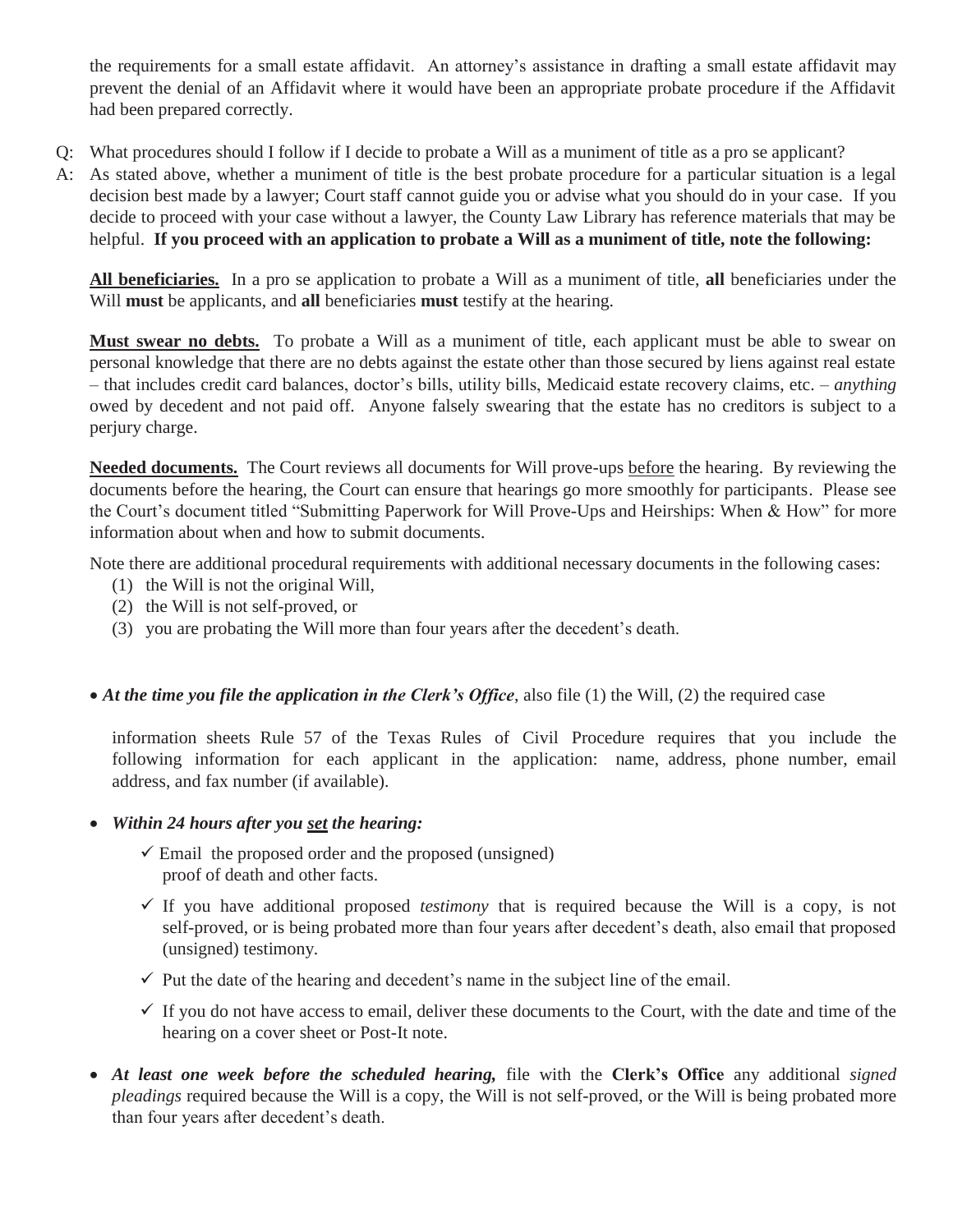the requirements for a small estate affidavit. An attorney's assistance in drafting a small estate affidavit may prevent the denial of an Affidavit where it would have been an appropriate probate procedure if the Affidavit had been prepared correctly.

Q: What procedures should I follow if I decide to probate a Will as a muniment of title as a pro se applicant?

A: As stated above, whether a muniment of title is the best probate procedure for a particular situation is a legal decision best made by a lawyer; Court staff cannot guide you or advise what you should do in your case. If you decide to proceed with your case without a lawyer, the County Law Library has reference materials that may be helpful. **If you proceed with an application to probate a Will as a muniment of title, note the following:**

**All beneficiaries.** In a pro se application to probate a Will as a muniment of title, **all** beneficiaries under the Will **must** be applicants, and **all** beneficiaries **must** testify at the hearing.

**Must swear no debts.** To probate a Will as a muniment of title, each applicant must be able to swear on personal knowledge that there are no debts against the estate other than those secured by liens against real estate – that includes credit card balances, doctor's bills, utility bills, Medicaid estate recovery claims, etc. – *anything* owed by decedent and not paid off. Anyone falsely swearing that the estate has no creditors is subject to a perjury charge.

**Needed documents.** The Court reviews all documents for Will prove-ups before the hearing. By reviewing the documents before the hearing, the Court can ensure that hearings go more smoothly for participants. Please see the Court's document titled "Submitting Paperwork for Will Prove-Ups and Heirships: When & How" for more information about when and how to submit documents.

Note there are additional procedural requirements with additional necessary documents in the following cases:

(1) the Will is not the original Will,
(2) the Will is not self-proved, or
(3) you are probating the Will more than four years after the decedent's death.

- ***At the time you file the application in the Clerk's Office***, also file (1) the Will, (2) the required case

  information sheets Rule 57 of the Texas Rules of Civil Procedure requires that you include the following information for each applicant in the application: name, address, phone number, email address, and fax number (if available).

- ***Within 24 hours after you set the hearing:***
  - ✓ Email the proposed order and the proposed (unsigned) proof of death and other facts.
  - ✓ If you have additional proposed *testimony* that is required because the Will is a copy, is not self-proved, or is being probated more than four years after decedent's death, also email that proposed (unsigned) testimony.
  - ✓ Put the date of the hearing and decedent's name in the subject line of the email.
  - ✓ If you do not have access to email, deliver these documents to the Court, with the date and time of the hearing on a cover sheet or Post-It note.

- ***At least one week before the scheduled hearing,*** file with the **Clerk's Office** any additional *signed pleadings* required because the Will is a copy, the Will is not self-proved, or the Will is being probated more than four years after decedent's death.